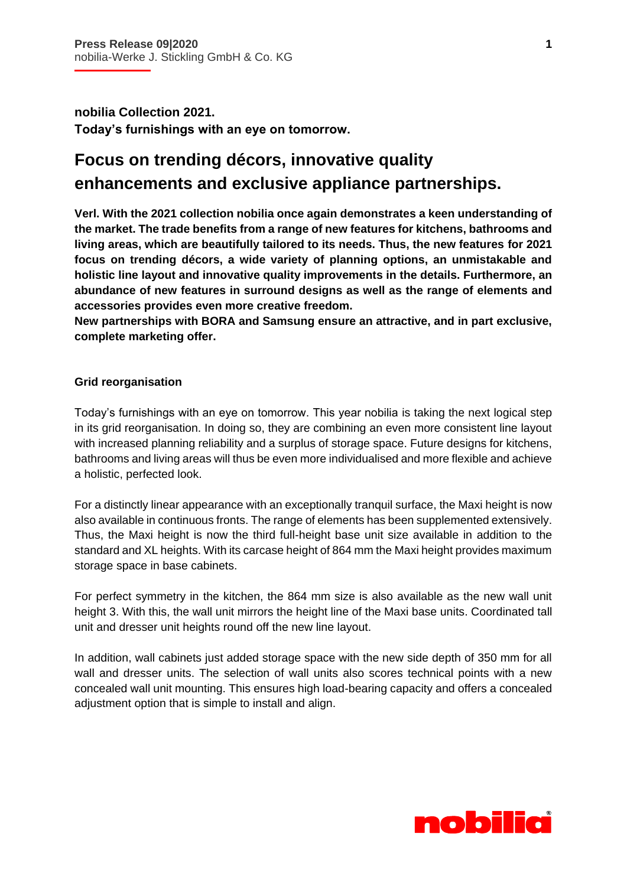**nobilia Collection 2021.**
**Today's furnishings with an eye on tomorrow.**

# Focus on trending décors, innovative quality enhancements and exclusive appliance partnerships.

**Verl. With the 2021 collection nobilia once again demonstrates a keen understanding of the market. The trade benefits from a range of new features for kitchens, bathrooms and living areas, which are beautifully tailored to its needs. Thus, the new features for 2021 focus on trending décors, a wide variety of planning options, an unmistakable and holistic line layout and innovative quality improvements in the details. Furthermore, an abundance of new features in surround designs as well as the range of elements and accessories provides even more creative freedom.**
**New partnerships with BORA and Samsung ensure an attractive, and in part exclusive, complete marketing offer.**

## Grid reorganisation

Today's furnishings with an eye on tomorrow. This year nobilia is taking the next logical step in its grid reorganisation. In doing so, they are combining an even more consistent line layout with increased planning reliability and a surplus of storage space. Future designs for kitchens, bathrooms and living areas will thus be even more individualised and more flexible and achieve a holistic, perfected look.

For a distinctly linear appearance with an exceptionally tranquil surface, the Maxi height is now also available in continuous fronts. The range of elements has been supplemented extensively. Thus, the Maxi height is now the third full-height base unit size available in addition to the standard and XL heights. With its carcase height of 864 mm the Maxi height provides maximum storage space in base cabinets.

For perfect symmetry in the kitchen, the 864 mm size is also available as the new wall unit height 3. With this, the wall unit mirrors the height line of the Maxi base units. Coordinated tall unit and dresser unit heights round off the new line layout.

In addition, wall cabinets just added storage space with the new side depth of 350 mm for all wall and dresser units. The selection of wall units also scores technical points with a new concealed wall unit mounting. This ensures high load-bearing capacity and offers a concealed adjustment option that is simple to install and align.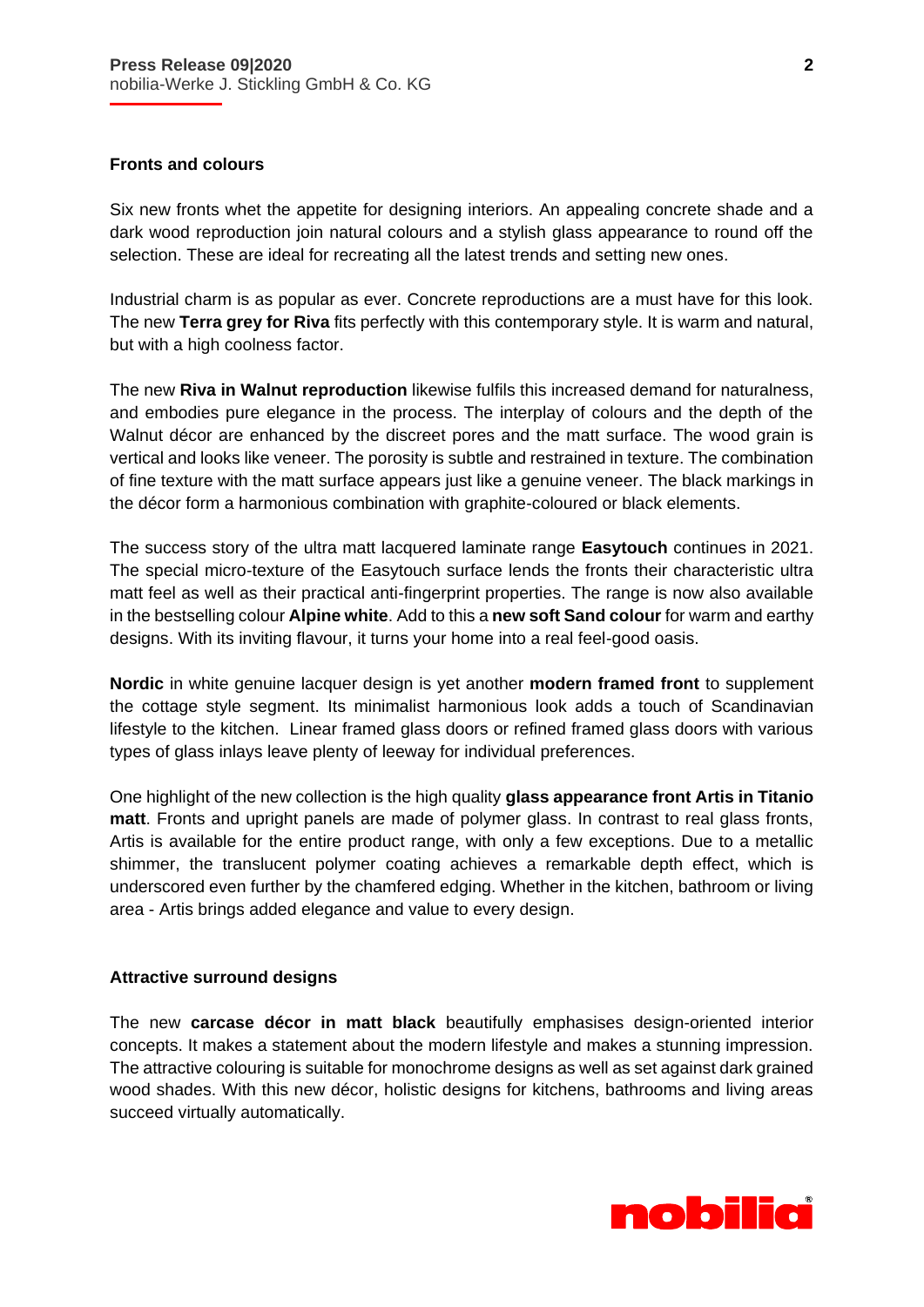## Fronts and colours

Six new fronts whet the appetite for designing interiors. An appealing concrete shade and a dark wood reproduction join natural colours and a stylish glass appearance to round off the selection. These are ideal for recreating all the latest trends and setting new ones.

Industrial charm is as popular as ever. Concrete reproductions are a must have for this look. The new **Terra grey for Riva** fits perfectly with this contemporary style. It is warm and natural, but with a high coolness factor.

The new **Riva in Walnut reproduction** likewise fulfils this increased demand for naturalness, and embodies pure elegance in the process. The interplay of colours and the depth of the Walnut décor are enhanced by the discreet pores and the matt surface. The wood grain is vertical and looks like veneer. The porosity is subtle and restrained in texture. The combination of fine texture with the matt surface appears just like a genuine veneer. The black markings in the décor form a harmonious combination with graphite-coloured or black elements.

The success story of the ultra matt lacquered laminate range **Easytouch** continues in 2021. The special micro-texture of the Easytouch surface lends the fronts their characteristic ultra matt feel as well as their practical anti-fingerprint properties. The range is now also available in the bestselling colour **Alpine white**. Add to this a **new soft Sand colour** for warm and earthy designs. With its inviting flavour, it turns your home into a real feel-good oasis.

**Nordic** in white genuine lacquer design is yet another **modern framed front** to supplement the cottage style segment. Its minimalist harmonious look adds a touch of Scandinavian lifestyle to the kitchen. Linear framed glass doors or refined framed glass doors with various types of glass inlays leave plenty of leeway for individual preferences.

One highlight of the new collection is the high quality **glass appearance front Artis in Titanio matt**. Fronts and upright panels are made of polymer glass. In contrast to real glass fronts, Artis is available for the entire product range, with only a few exceptions. Due to a metallic shimmer, the translucent polymer coating achieves a remarkable depth effect, which is underscored even further by the chamfered edging. Whether in the kitchen, bathroom or living area - Artis brings added elegance and value to every design.

## Attractive surround designs

The new **carcase décor in matt black** beautifully emphasises design-oriented interior concepts. It makes a statement about the modern lifestyle and makes a stunning impression. The attractive colouring is suitable for monochrome designs as well as set against dark grained wood shades. With this new décor, holistic designs for kitchens, bathrooms and living areas succeed virtually automatically.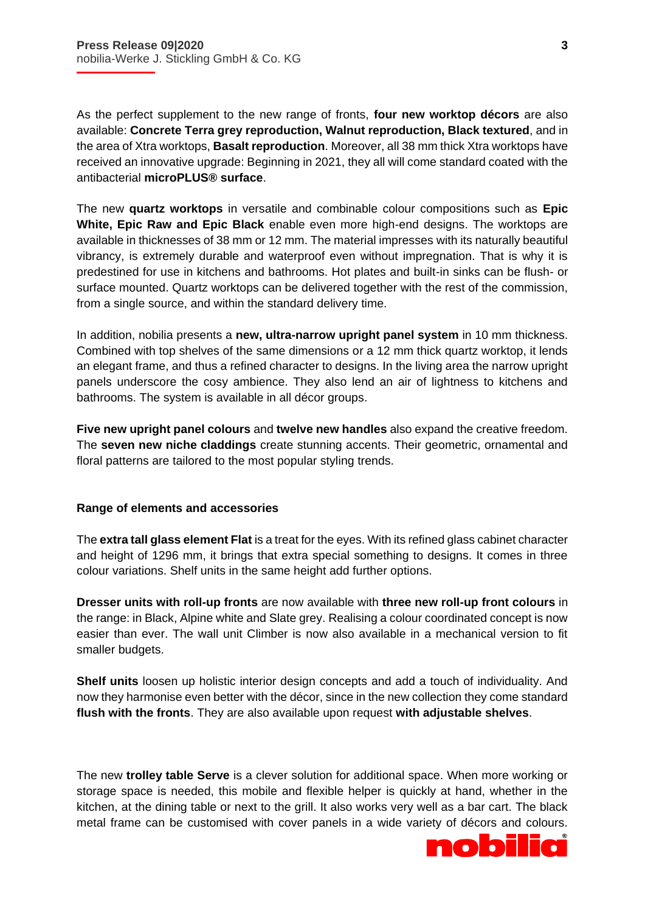As the perfect supplement to the new range of fronts, **four new worktop décors** are also available: **Concrete Terra grey reproduction, Walnut reproduction, Black textured**, and in the area of Xtra worktops, **Basalt reproduction**. Moreover, all 38 mm thick Xtra worktops have received an innovative upgrade: Beginning in 2021, they all will come standard coated with the antibacterial **microPLUS® surface**.

The new **quartz worktops** in versatile and combinable colour compositions such as **Epic White, Epic Raw and Epic Black** enable even more high-end designs. The worktops are available in thicknesses of 38 mm or 12 mm. The material impresses with its naturally beautiful vibrancy, is extremely durable and waterproof even without impregnation. That is why it is predestined for use in kitchens and bathrooms. Hot plates and built-in sinks can be flush- or surface mounted. Quartz worktops can be delivered together with the rest of the commission, from a single source, and within the standard delivery time.

In addition, nobilia presents a **new, ultra-narrow upright panel system** in 10 mm thickness. Combined with top shelves of the same dimensions or a 12 mm thick quartz worktop, it lends an elegant frame, and thus a refined character to designs. In the living area the narrow upright panels underscore the cosy ambience. They also lend an air of lightness to kitchens and bathrooms. The system is available in all décor groups.

**Five new upright panel colours** and **twelve new handles** also expand the creative freedom. The **seven new niche claddings** create stunning accents. Their geometric, ornamental and floral patterns are tailored to the most popular styling trends.

## Range of elements and accessories

The **extra tall glass element Flat** is a treat for the eyes. With its refined glass cabinet character and height of 1296 mm, it brings that extra special something to designs. It comes in three colour variations. Shelf units in the same height add further options.

**Dresser units with roll-up fronts** are now available with **three new roll-up front colours** in the range: in Black, Alpine white and Slate grey. Realising a colour coordinated concept is now easier than ever. The wall unit Climber is now also available in a mechanical version to fit smaller budgets.

**Shelf units** loosen up holistic interior design concepts and add a touch of individuality. And now they harmonise even better with the décor, since in the new collection they come standard **flush with the fronts**. They are also available upon request **with adjustable shelves**.

The new **trolley table Serve** is a clever solution for additional space. When more working or storage space is needed, this mobile and flexible helper is quickly at hand, whether in the kitchen, at the dining table or next to the grill. It also works very well as a bar cart. The black metal frame can be customised with cover panels in a wide variety of décors and colours.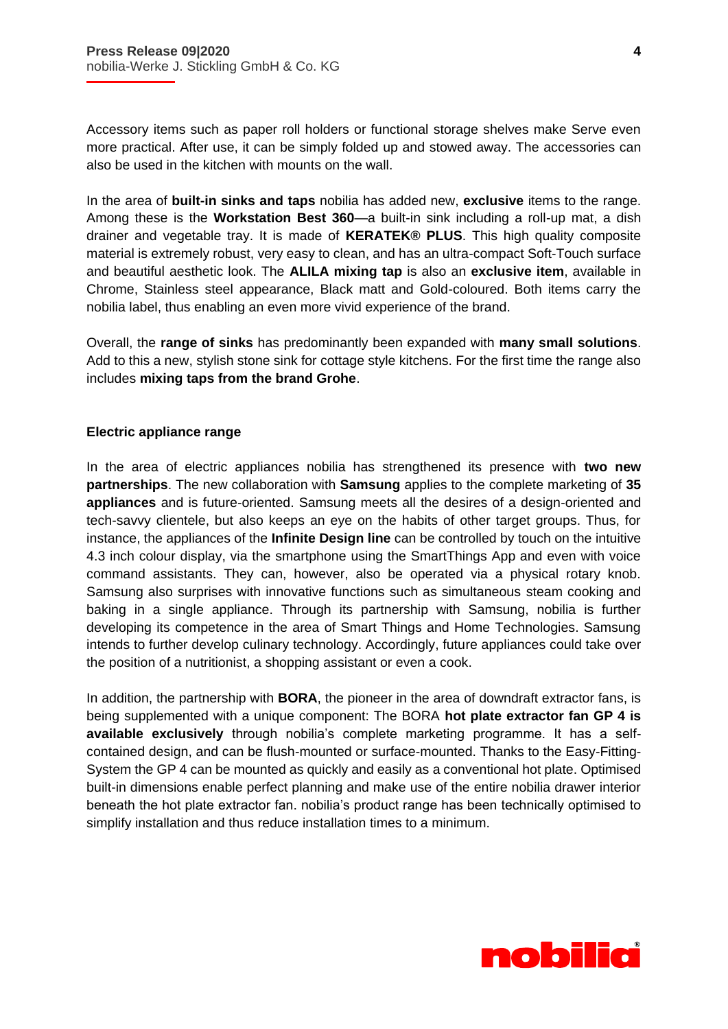Accessory items such as paper roll holders or functional storage shelves make Serve even more practical. After use, it can be simply folded up and stowed away. The accessories can also be used in the kitchen with mounts on the wall.

In the area of **built-in sinks and taps** nobilia has added new, **exclusive** items to the range. Among these is the **Workstation Best 360**—a built-in sink including a roll-up mat, a dish drainer and vegetable tray. It is made of **KERATEK® PLUS**. This high quality composite material is extremely robust, very easy to clean, and has an ultra-compact Soft-Touch surface and beautiful aesthetic look. The **ALILA mixing tap** is also an **exclusive item**, available in Chrome, Stainless steel appearance, Black matt and Gold-coloured. Both items carry the nobilia label, thus enabling an even more vivid experience of the brand.

Overall, the **range of sinks** has predominantly been expanded with **many small solutions**. Add to this a new, stylish stone sink for cottage style kitchens. For the first time the range also includes **mixing taps from the brand Grohe**.

**Electric appliance range**

In the area of electric appliances nobilia has strengthened its presence with **two new partnerships**. The new collaboration with **Samsung** applies to the complete marketing of **35 appliances** and is future-oriented. Samsung meets all the desires of a design-oriented and tech-savvy clientele, but also keeps an eye on the habits of other target groups. Thus, for instance, the appliances of the **Infinite Design line** can be controlled by touch on the intuitive 4.3 inch colour display, via the smartphone using the SmartThings App and even with voice command assistants. They can, however, also be operated via a physical rotary knob. Samsung also surprises with innovative functions such as simultaneous steam cooking and baking in a single appliance. Through its partnership with Samsung, nobilia is further developing its competence in the area of Smart Things and Home Technologies. Samsung intends to further develop culinary technology. Accordingly, future appliances could take over the position of a nutritionist, a shopping assistant or even a cook.

In addition, the partnership with **BORA**, the pioneer in the area of downdraft extractor fans, is being supplemented with a unique component: The BORA **hot plate extractor fan GP 4 is available exclusively** through nobilia's complete marketing programme. It has a self-contained design, and can be flush-mounted or surface-mounted. Thanks to the Easy-Fitting-System the GP 4 can be mounted as quickly and easily as a conventional hot plate. Optimised built-in dimensions enable perfect planning and make use of the entire nobilia drawer interior beneath the hot plate extractor fan. nobilia's product range has been technically optimised to simplify installation and thus reduce installation times to a minimum.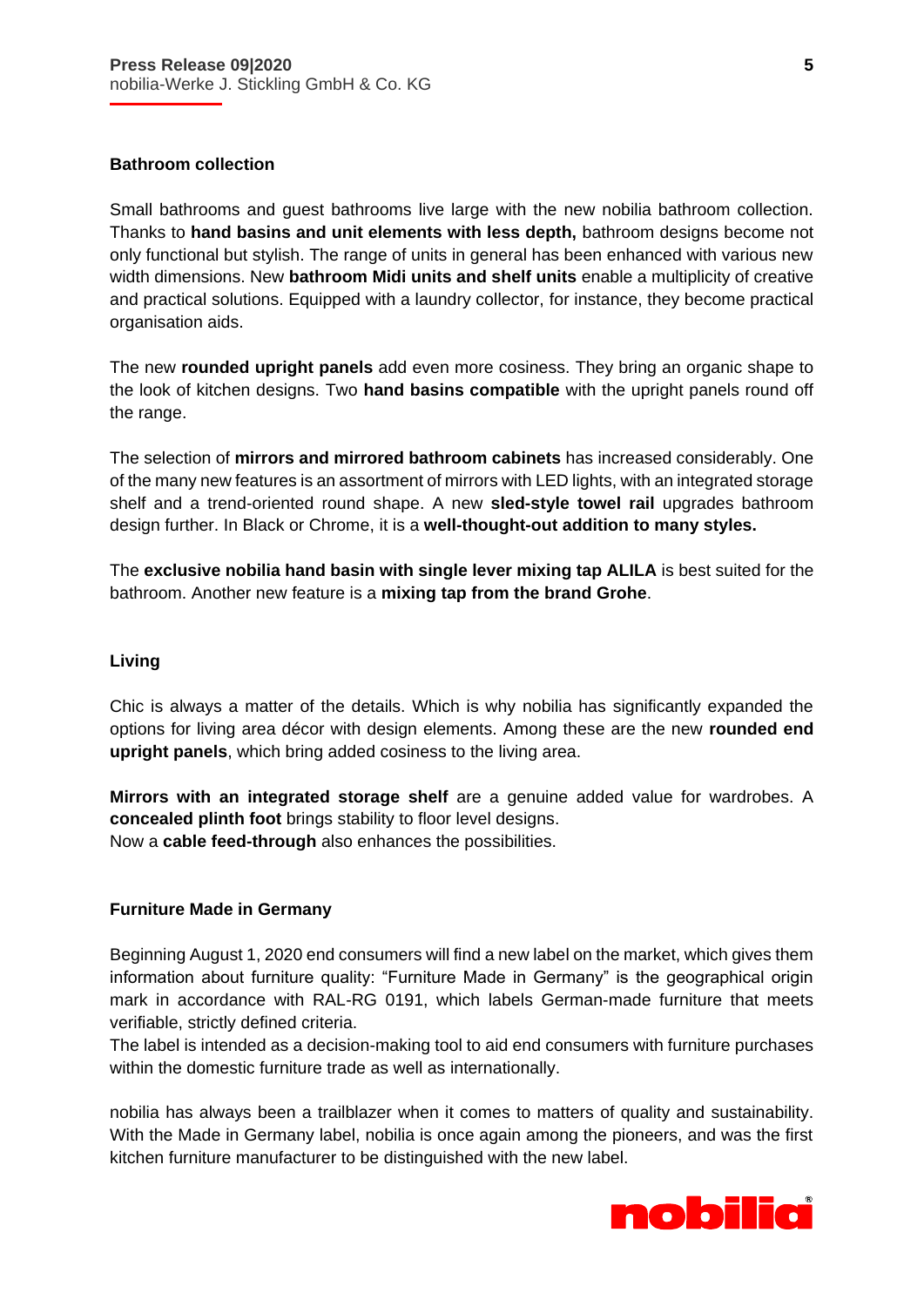## Bathroom collection

Small bathrooms and guest bathrooms live large with the new nobilia bathroom collection. Thanks to **hand basins and unit elements with less depth,** bathroom designs become not only functional but stylish. The range of units in general has been enhanced with various new width dimensions. New **bathroom Midi units and shelf units** enable a multiplicity of creative and practical solutions. Equipped with a laundry collector, for instance, they become practical organisation aids.

The new **rounded upright panels** add even more cosiness. They bring an organic shape to the look of kitchen designs. Two **hand basins compatible** with the upright panels round off the range.

The selection of **mirrors and mirrored bathroom cabinets** has increased considerably. One of the many new features is an assortment of mirrors with LED lights, with an integrated storage shelf and a trend-oriented round shape. A new **sled-style towel rail** upgrades bathroom design further. In Black or Chrome, it is a **well-thought-out addition to many styles.**

The **exclusive nobilia hand basin with single lever mixing tap ALILA** is best suited for the bathroom. Another new feature is a **mixing tap from the brand Grohe**.

## Living

Chic is always a matter of the details. Which is why nobilia has significantly expanded the options for living area décor with design elements. Among these are the new **rounded end upright panels**, which bring added cosiness to the living area.

**Mirrors with an integrated storage shelf** are a genuine added value for wardrobes. A **concealed plinth foot** brings stability to floor level designs.
Now a **cable feed-through** also enhances the possibilities.

## Furniture Made in Germany

Beginning August 1, 2020 end consumers will find a new label on the market, which gives them information about furniture quality: "Furniture Made in Germany" is the geographical origin mark in accordance with RAL-RG 0191, which labels German-made furniture that meets verifiable, strictly defined criteria.
The label is intended as a decision-making tool to aid end consumers with furniture purchases within the domestic furniture trade as well as internationally.

nobilia has always been a trailblazer when it comes to matters of quality and sustainability. With the Made in Germany label, nobilia is once again among the pioneers, and was the first kitchen furniture manufacturer to be distinguished with the new label.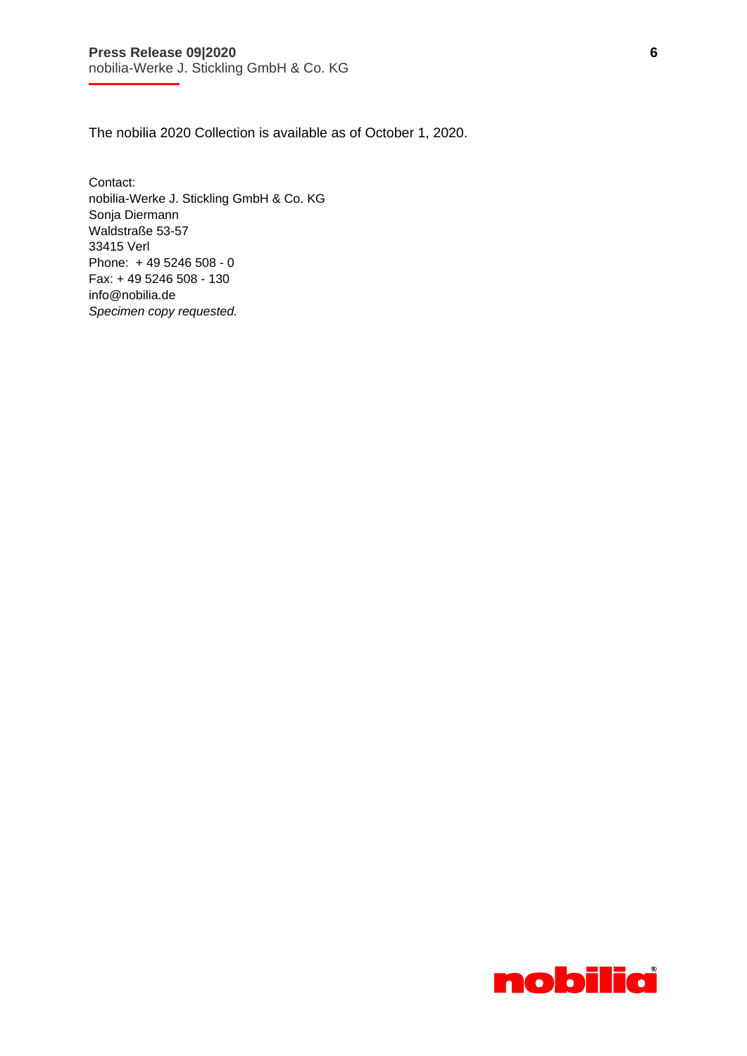The nobilia 2020 Collection is available as of October 1, 2020.

Contact:
nobilia-Werke J. Stickling GmbH & Co. KG
Sonja Diermann
Waldstraße 53-57
33415 Verl
Phone: + 49 5246 508 - 0
Fax: + 49 5246 508 - 130
info@nobilia.de
*Specimen copy requested.*